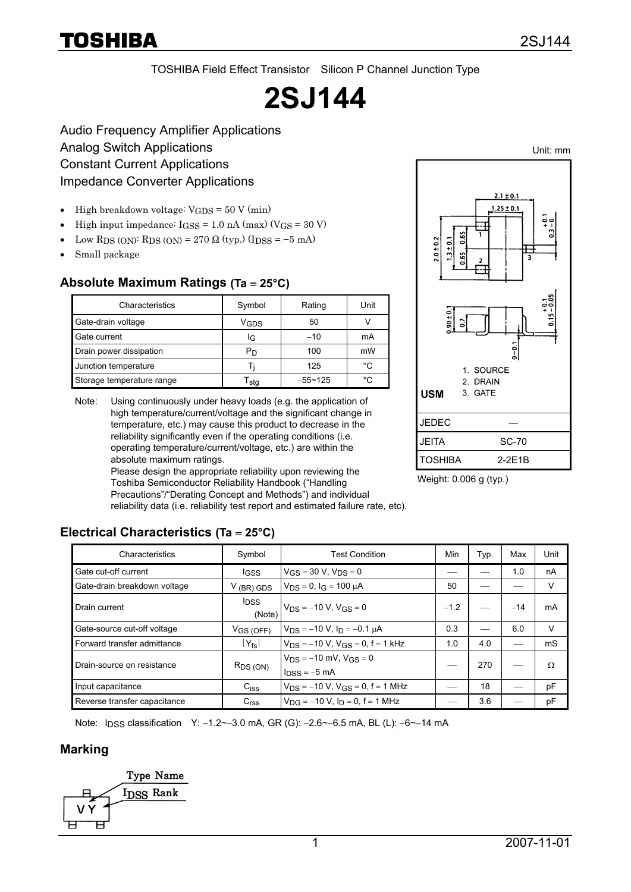TOSHIBA Field Effect Transistor Silicon P Channel Junction Type

# 2SJ144

Audio Frequency Amplifier Applications
Analog Switch Applications
Constant Current Applications
Impedance Converter Applications

- High breakdown voltage: $V_{GDS}$ = 50 V (min)
- High input impedance: $I_{GSS}$ = 1.0 nA (max) ($V_{GS}$ = 30 V)
- Low $R_{DS (ON)}$: $R_{DS (ON)}$ = 270 Ω (typ.) ($I_{DSS}$ = −5 mA)
- Small package

Unit: mm

1. SOURCE
2. DRAIN
3. GATE

USM

| | |
|---|---|
| JEDEC | ― |
| JEITA | SC-70 |
| TOSHIBA | 2-2E1B |

Weight: 0.006 g (typ.)

## Absolute Maximum Ratings (Ta = 25°C)

| Characteristics | Symbol | Rating | Unit |
|---|---|---|---|
| Gate-drain voltage | $V_{GDS}$ | 50 | V |
| Gate current | $I_G$ | −10 | mA |
| Drain power dissipation | $P_D$ | 100 | mW |
| Junction temperature | $T_j$ | 125 | °C |
| Storage temperature range | $T_{stg}$ | −55~125 | °C |

Note: Using continuously under heavy loads (e.g. the application of high temperature/current/voltage and the significant change in temperature, etc.) may cause this product to decrease in the reliability significantly even if the operating conditions (i.e. operating temperature/current/voltage, etc.) are within the absolute maximum ratings.
Please design the appropriate reliability upon reviewing the Toshiba Semiconductor Reliability Handbook ("Handling Precautions"/"Derating Concept and Methods") and individual reliability data (i.e. reliability test report and estimated failure rate, etc).

## Electrical Characteristics (Ta = 25°C)

| Characteristics | Symbol | Test Condition | Min | Typ. | Max | Unit |
|---|---|---|---|---|---|---|
| Gate cut-off current | $I_{GSS}$ | $V_{GS}$ = 30 V, $V_{DS}$ = 0 | ― | ― | 1.0 | nA |
| Gate-drain breakdown voltage | $V_{(BR) GDS}$ | $V_{DS}$ = 0, $I_G$ = 100 μA | 50 | ― | ― | V |
| Drain current | $I_{DSS}$ (Note) | $V_{DS}$ = −10 V, $V_{GS}$ = 0 | −1.2 | ― | −14 | mA |
| Gate-source cut-off voltage | $V_{GS (OFF)}$ | $V_{DS}$ = −10 V, $I_D$ = −0.1 μA | 0.3 | ― | 6.0 | V |
| Forward transfer admittance | $\lvert Y_{fs} \rvert$ | $V_{DS}$ = −10 V, $V_{GS}$ = 0, f = 1 kHz | 1.0 | 4.0 | ― | mS |
| Drain-source on resistance | $R_{DS (ON)}$ | $V_{DS}$ = −10 mV, $V_{GS}$ = 0<br>$I_{DSS}$ = −5 mA | ― | 270 | ― | Ω |
| Input capacitance | $C_{iss}$ | $V_{DS}$ = −10 V, $V_{GS}$ = 0, f = 1 MHz | ― | 18 | ― | pF |
| Reverse transfer capacitance | $C_{rss}$ | $V_{DG}$ = −10 V, $I_D$ = 0, f = 1 MHz | ― | 3.6 | ― | pF |

Note: $I_{DSS}$ classification Y: −1.2~−3.0 mA, GR (G): −2.6~−6.5 mA, BL (L): −6~−14 mA

## Marking

Type Name
$I_{DSS}$ Rank

V Y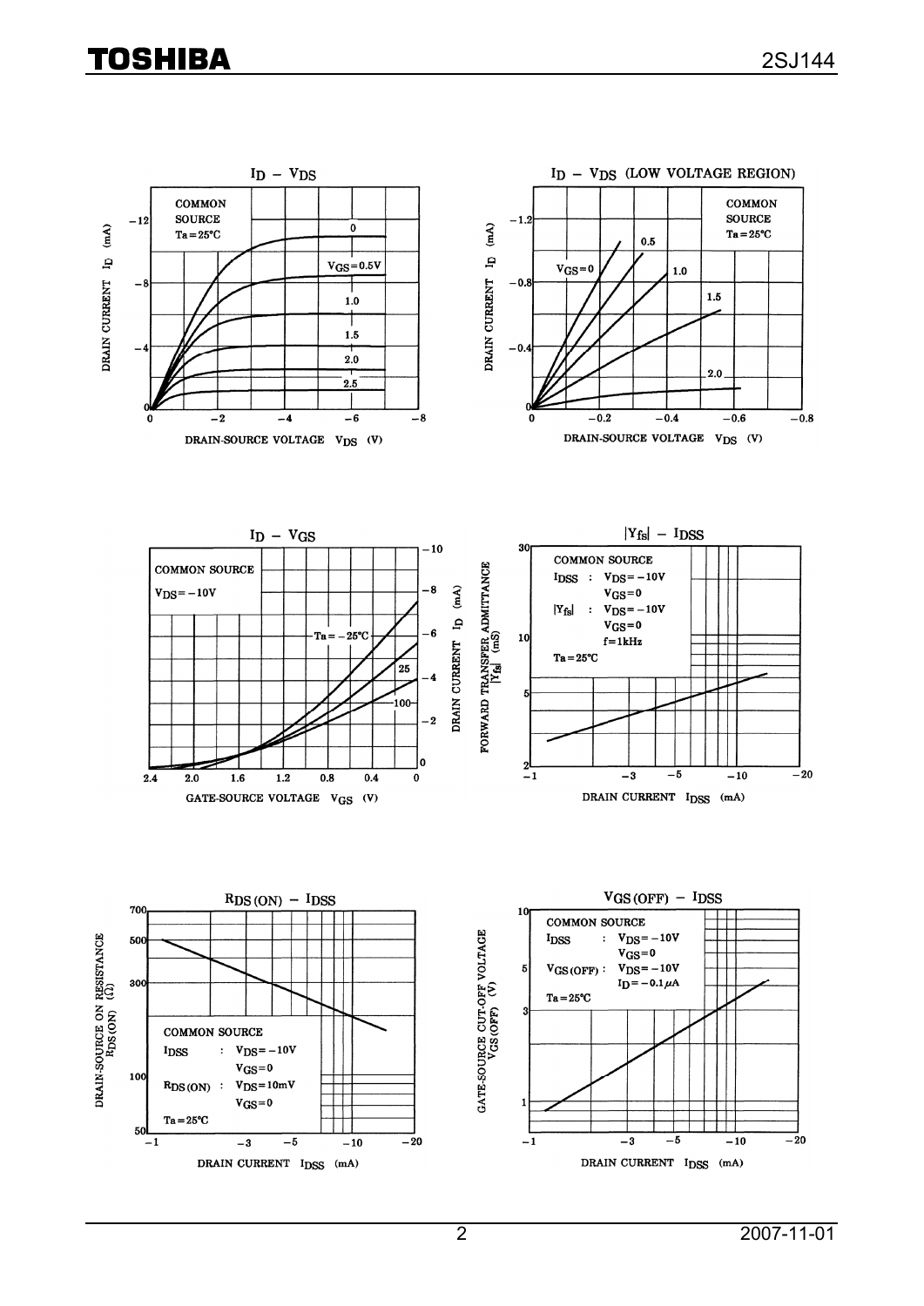## $I_D - V_{DS}$

COMMON SOURCE
Ta = 25°C

$V_{GS}$ = 0, 0.5 V, 1.0, 1.5, 2.0, 2.5

DRAIN CURRENT $I_D$ (mA)

DRAIN-SOURCE VOLTAGE $V_{DS}$ (V)

## $I_D - V_{DS}$ (LOW VOLTAGE REGION)

COMMON SOURCE
Ta = 25°C

$V_{GS}$ = 0, 0.5, 1.0, 1.5, 2.0

DRAIN CURRENT $I_D$ (mA)

DRAIN-SOURCE VOLTAGE $V_{DS}$ (V)

## $I_D - V_{GS}$

COMMON SOURCE
$V_{DS}$ = −10V

Ta = −25°C, 25, 100

DRAIN CURRENT $I_D$ (mA)

GATE-SOURCE VOLTAGE $V_{GS}$ (V)

## $|Y_{fs}| - I_{DSS}$

COMMON SOURCE
$I_{DSS}$ : $V_{DS}$ = −10V, $V_{GS}$ = 0
$|Y_{fs}|$ : $V_{DS}$ = −10V, $V_{GS}$ = 0, f = 1kHz
Ta = 25°C

FORWARD TRANSFER ADMITTANCE $|Y_{fs}|$ (mS)

DRAIN CURRENT $I_{DSS}$ (mA)

## $R_{DS(ON)} - I_{DSS}$

COMMON SOURCE
$I_{DSS}$ : $V_{DS}$ = −10V, $V_{GS}$ = 0
$R_{DS(ON)}$ : $V_{DS}$ = 10mV, $V_{GS}$ = 0
Ta = 25°C

DRAIN-SOURCE ON RESISTANCE $R_{DS(ON)}$ (Ω)

DRAIN CURRENT $I_{DSS}$ (mA)

## $V_{GS(OFF)} - I_{DSS}$

COMMON SOURCE
$I_{DSS}$ : $V_{DS}$ = −10V, $V_{GS}$ = 0
$V_{GS(OFF)}$ : $V_{DS}$ = −10V, $I_D$ = −0.1 μA
Ta = 25°C

GATE-SOURCE CUT-OFF VOLTAGE $V_{GS(OFF)}$ (V)

DRAIN CURRENT $I_{DSS}$ (mA)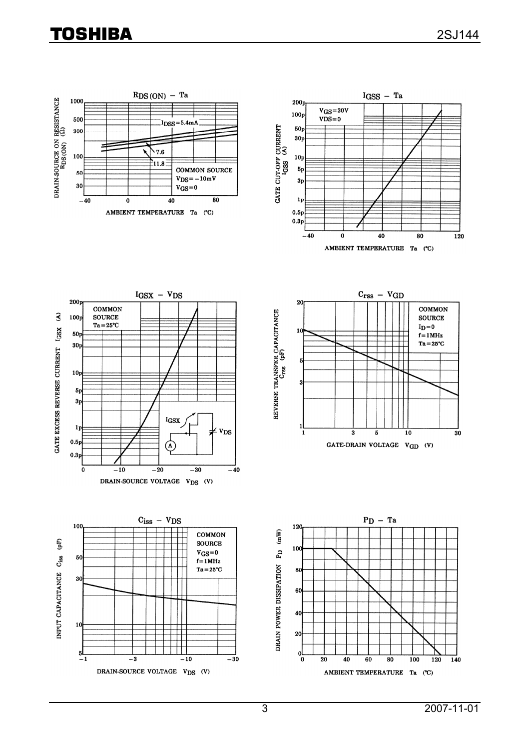## $R_{DS(ON)}$ – Ta

DRAIN-SOURCE ON RESISTANCE $R_{DS(ON)}$ (Ω)

$I_{DSS}$ = 5.4mA

7.6

11.8

COMMON SOURCE
$V_{DS}$ = −10mV
$V_{GS}$ = 0

AMBIENT TEMPERATURE Ta (°C)

## $I_{GSS}$ – Ta

GATE CUT-OFF CURRENT $I_{GSS}$ (A)

$V_{GS}$ = 30V
$V_{DS}$ = 0

AMBIENT TEMPERATURE Ta (°C)

## $I_{GSX}$ – $V_{DS}$

GATE EXCESS REVERSE CURRENT $I_{GSX}$ (A)

COMMON SOURCE
Ta = 25°C

DRAIN-SOURCE VOLTAGE $V_{DS}$ (V)

## $C_{rss}$ – $V_{GD}$

REVERSE TRANSFER CAPACITANCE $C_{rss}$ (pF)

COMMON SOURCE
$I_D$ = 0
f = 1MHz
Ta = 25°C

GATE-DRAIN VOLTAGE $V_{GD}$ (V)

## $C_{iss}$ – $V_{DS}$

INPUT CAPACITANCE $C_{iss}$ (pF)

COMMON SOURCE
$V_{GS}$ = 0
f = 1MHz
Ta = 25°C

DRAIN-SOURCE VOLTAGE $V_{DS}$ (V)

## $P_D$ – Ta

DRAIN POWER DISSIPATION $P_D$ (mW)

AMBIENT TEMPERATURE Ta (°C)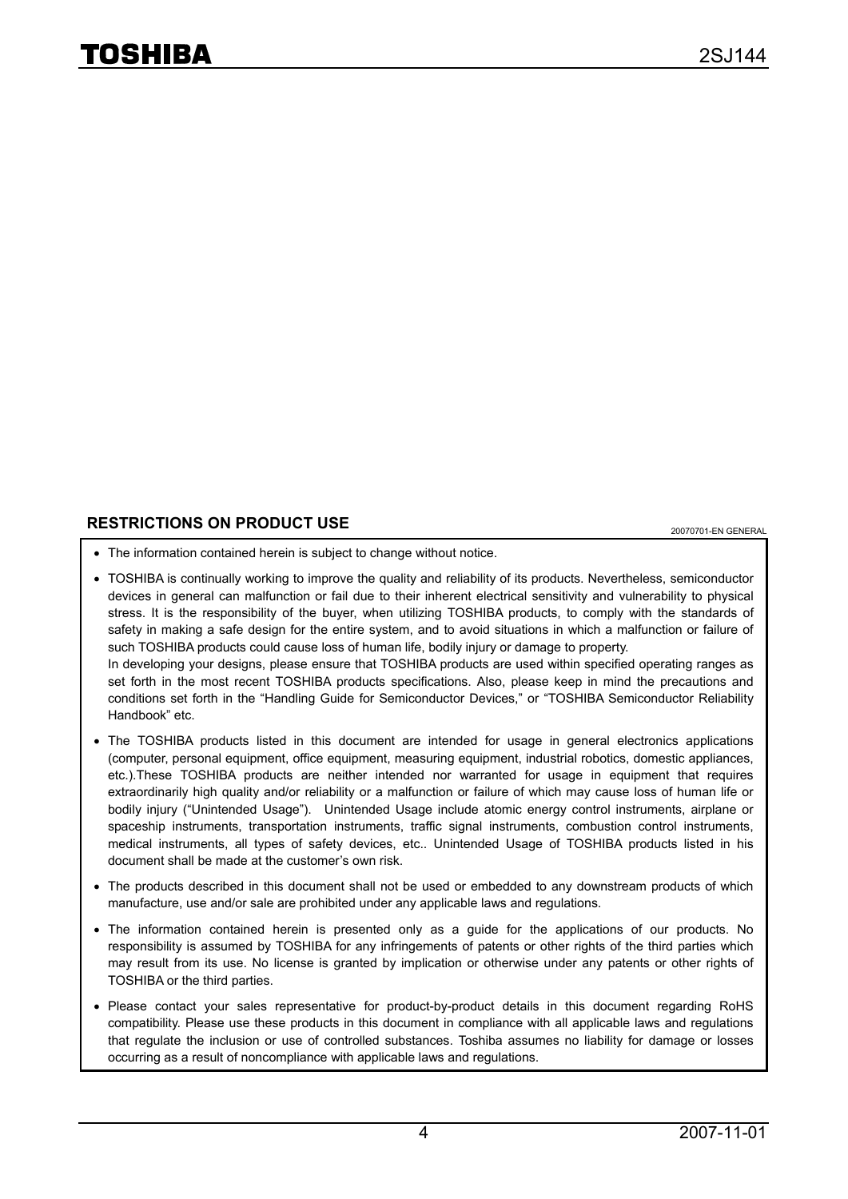## RESTRICTIONS ON PRODUCT USE

20070701-EN GENERAL

- The information contained herein is subject to change without notice.
- TOSHIBA is continually working to improve the quality and reliability of its products. Nevertheless, semiconductor devices in general can malfunction or fail due to their inherent electrical sensitivity and vulnerability to physical stress. It is the responsibility of the buyer, when utilizing TOSHIBA products, to comply with the standards of safety in making a safe design for the entire system, and to avoid situations in which a malfunction or failure of such TOSHIBA products could cause loss of human life, bodily injury or damage to property.
  In developing your designs, please ensure that TOSHIBA products are used within specified operating ranges as set forth in the most recent TOSHIBA products specifications. Also, please keep in mind the precautions and conditions set forth in the "Handling Guide for Semiconductor Devices," or "TOSHIBA Semiconductor Reliability Handbook" etc.
- The TOSHIBA products listed in this document are intended for usage in general electronics applications (computer, personal equipment, office equipment, measuring equipment, industrial robotics, domestic appliances, etc.).These TOSHIBA products are neither intended nor warranted for usage in equipment that requires extraordinarily high quality and/or reliability or a malfunction or failure of which may cause loss of human life or bodily injury ("Unintended Usage"). Unintended Usage include atomic energy control instruments, airplane or spaceship instruments, transportation instruments, traffic signal instruments, combustion control instruments, medical instruments, all types of safety devices, etc.. Unintended Usage of TOSHIBA products listed in his document shall be made at the customer's own risk.
- The products described in this document shall not be used or embedded to any downstream products of which manufacture, use and/or sale are prohibited under any applicable laws and regulations.
- The information contained herein is presented only as a guide for the applications of our products. No responsibility is assumed by TOSHIBA for any infringements of patents or other rights of the third parties which may result from its use. No license is granted by implication or otherwise under any patents or other rights of TOSHIBA or the third parties.
- Please contact your sales representative for product-by-product details in this document regarding RoHS compatibility. Please use these products in this document in compliance with all applicable laws and regulations that regulate the inclusion or use of controlled substances. Toshiba assumes no liability for damage or losses occurring as a result of noncompliance with applicable laws and regulations.